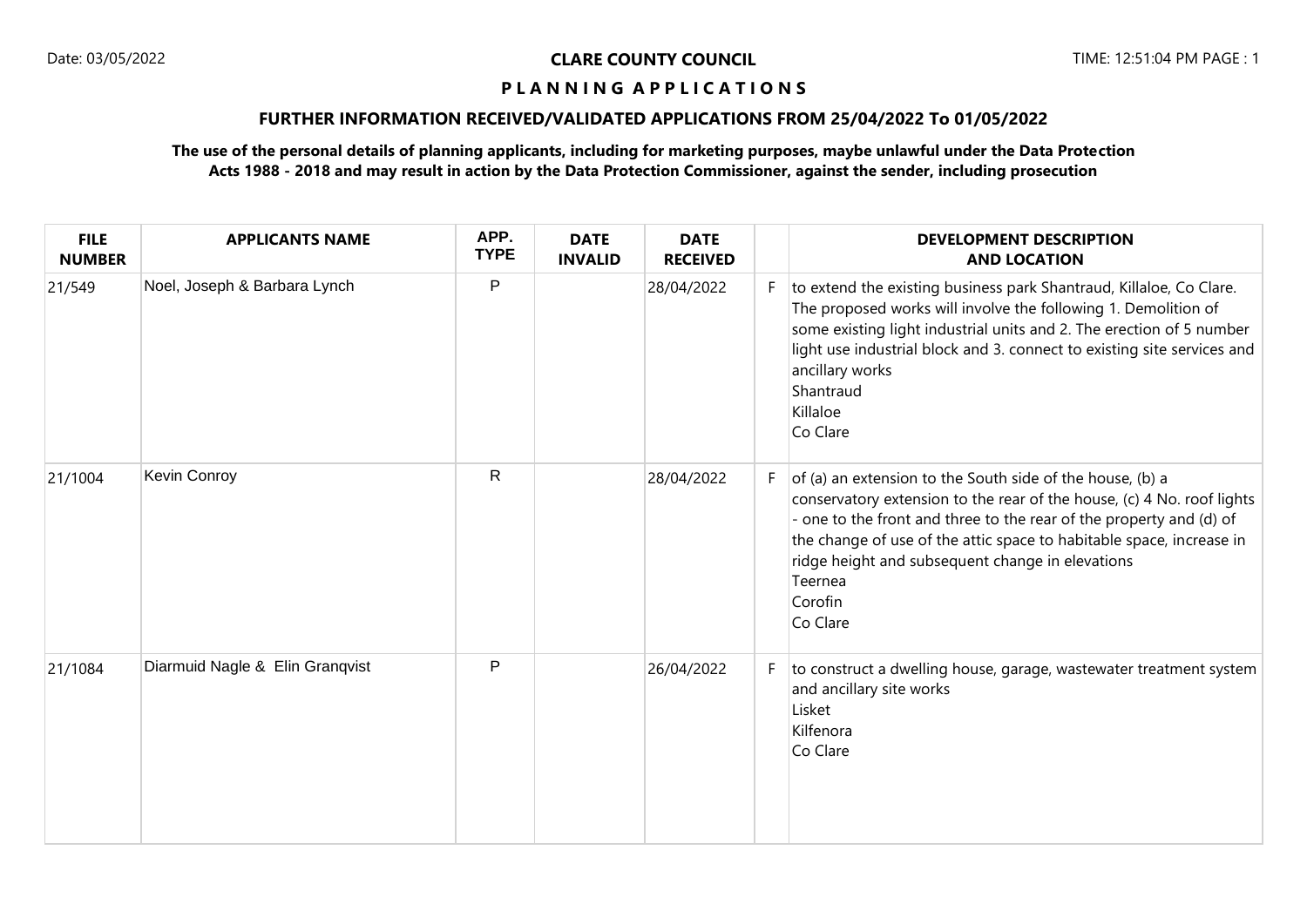**CLARE COUNTY COUNCIL**

**P L A N N I N G  A P P L I C A T I O N S**

**FURTHER INFORMATION RECEIVED/VALIDATED APPLICATIONS FROM 25/04/2022 To 01/05/2022**

**The use of the personal details of planning applicants, including for marketing purposes, maybe unlawful under the Data Protection Acts 1988 - 2018 and may result in action by the Data Protection Commissioner, against the sender, including prosecution**

| FILE NUMBER | APPLICANTS NAME | APP. TYPE | DATE INVALID | DATE RECEIVED | | DEVELOPMENT DESCRIPTION AND LOCATION |
|---|---|---|---|---|---|---|
| 21/549 | Noel, Joseph & Barbara Lynch | P | | 28/04/2022 | F | to extend the existing business park Shantraud, Killaloe, Co Clare. The proposed works will involve the following 1. Demolition of some existing light industrial units and 2. The erection of 5 number light use industrial block and 3. connect to existing site services and ancillary works<br>Shantraud<br>Killaloe<br>Co Clare |
| 21/1004 | Kevin Conroy | R | | 28/04/2022 | F | of (a) an extension to the South side of the house, (b) a conservatory extension to the rear of the house, (c) 4 No. roof lights - one to the front and three to the rear of the property and (d) of the change of use of the attic space to habitable space, increase in ridge height and subsequent change in elevations<br>Teernea<br>Corofin<br>Co Clare |
| 21/1084 | Diarmuid Nagle & Elin Granqvist | P | | 26/04/2022 | F | to construct a dwelling house, garage, wastewater treatment system and ancillary site works<br>Lisket<br>Kilfenora<br>Co Clare |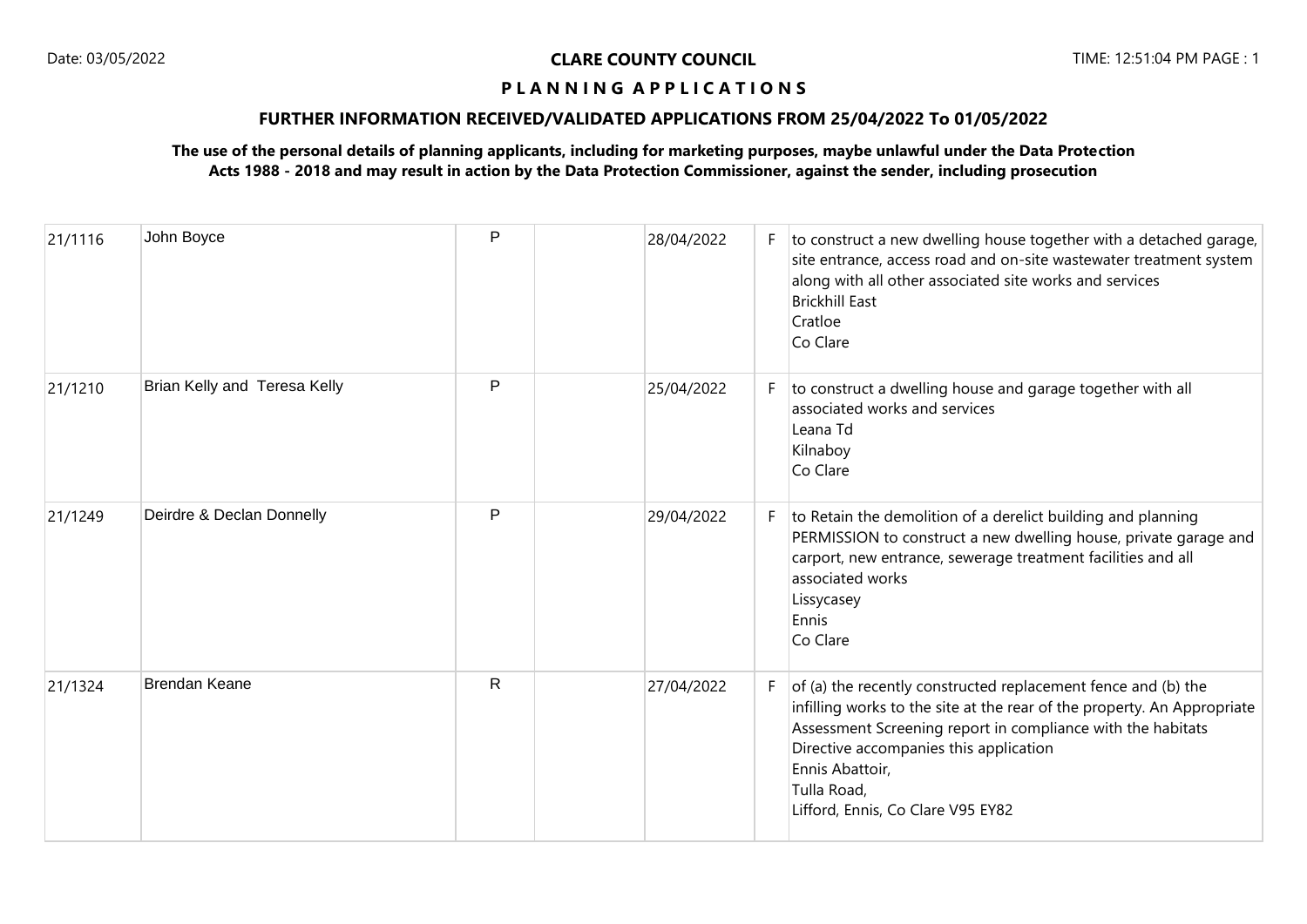**CLARE COUNTY COUNCIL**

**P L A N N I N G A P P L I C A T I O N S**

**FURTHER INFORMATION RECEIVED/VALIDATED APPLICATIONS FROM 25/04/2022 To 01/05/2022**

**The use of the personal details of planning applicants, including for marketing purposes, maybe unlawful under the Data Protection Acts 1988 - 2018 and may result in action by the Data Protection Commissioner, against the sender, including prosecution**

| | | | | | | |
|---|---|---|---|---|---|---|
| 21/1116 | John Boyce | P | | 28/04/2022 | F | to construct a new dwelling house together with a detached garage, site entrance, access road and on-site wastewater treatment system along with all other associated site works and services<br>Brickhill East<br>Cratloe<br>Co Clare |
| 21/1210 | Brian Kelly and Teresa Kelly | P | | 25/04/2022 | F | to construct a dwelling house and garage together with all associated works and services<br>Leana Td<br>Kilnaboy<br>Co Clare |
| 21/1249 | Deirdre & Declan Donnelly | P | | 29/04/2022 | F | to Retain the demolition of a derelict building and planning PERMISSION to construct a new dwelling house, private garage and carport, new entrance, sewerage treatment facilities and all associated works<br>Lissycasey<br>Ennis<br>Co Clare |
| 21/1324 | Brendan Keane | R | | 27/04/2022 | F | of (a) the recently constructed replacement fence and (b) the infilling works to the site at the rear of the property. An Appropriate Assessment Screening report in compliance with the habitats Directive accompanies this application<br>Ennis Abattoir,<br>Tulla Road,<br>Lifford, Ennis, Co Clare V95 EY82 |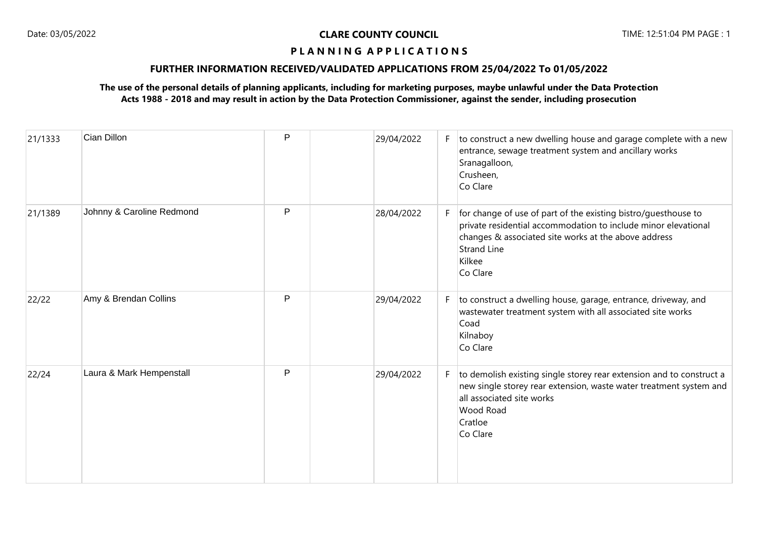# CLARE COUNTY COUNCIL

## PLANNING APPLICATIONS

### FURTHER INFORMATION RECEIVED/VALIDATED APPLICATIONS FROM 25/04/2022 To 01/05/2022

**The use of the personal details of planning applicants, including for marketing purposes, maybe unlawful under the Data Protection Acts 1988 - 2018 and may result in action by the Data Protection Commissioner, against the sender, including prosecution**

| | | | | | | |
|---|---|---|---|---|---|---|
| 21/1333 | Cian Dillon | P | | 29/04/2022 | F | to construct a new dwelling house and garage complete with a new entrance, sewage treatment system and ancillary works<br>Sranagalloon,<br>Crusheen,<br>Co Clare |
| 21/1389 | Johnny & Caroline Redmond | P | | 28/04/2022 | F | for change of use of part of the existing bistro/guesthouse to private residential accommodation to include minor elevational changes & associated site works at the above address<br>Strand Line<br>Kilkee<br>Co Clare |
| 22/22 | Amy & Brendan Collins | P | | 29/04/2022 | F | to construct a dwelling house, garage, entrance, driveway, and wastewater treatment system with all associated site works<br>Coad<br>Kilnaboy<br>Co Clare |
| 22/24 | Laura & Mark Hempenstall | P | | 29/04/2022 | F | to demolish existing single storey rear extension and to construct a new single storey rear extension, waste water treatment system and all associated site works<br>Wood Road<br>Cratloe<br>Co Clare |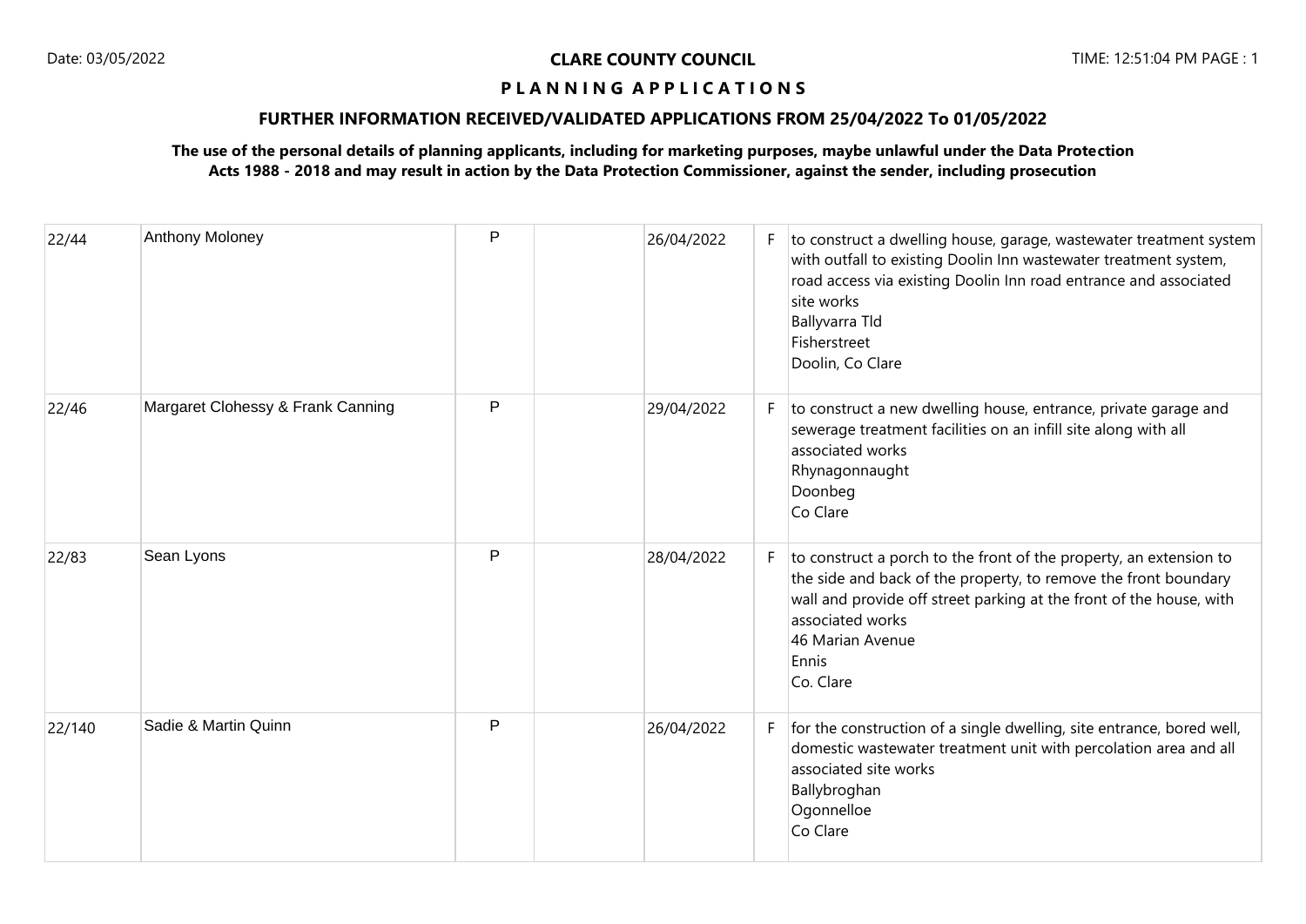**CLARE COUNTY COUNCIL**

**P L A N N I N G   A P P L I C A T I O N S**

**FURTHER INFORMATION RECEIVED/VALIDATED APPLICATIONS FROM 25/04/2022 To 01/05/2022**

**The use of the personal details of planning applicants, including for marketing purposes, maybe unlawful under the Data Protection Acts 1988 - 2018 and may result in action by the Data Protection Commissioner, against the sender, including prosecution**

| | | | | | | |
|---|---|---|---|---|---|---|
| 22/44 | Anthony Moloney | P | | 26/04/2022 | F | to construct a dwelling house, garage, wastewater treatment system with outfall to existing Doolin Inn wastewater treatment system, road access via existing Doolin Inn road entrance and associated site works<br>Ballyvarra Tld<br>Fisherstreet<br>Doolin, Co Clare |
| 22/46 | Margaret Clohessy & Frank Canning | P | | 29/04/2022 | F | to construct a new dwelling house, entrance, private garage and sewerage treatment facilities on an infill site along with all associated works<br>Rhynagonnaught<br>Doonbeg<br>Co Clare |
| 22/83 | Sean Lyons | P | | 28/04/2022 | F | to construct a porch to the front of the property, an extension to the side and back of the property, to remove the front boundary wall and provide off street parking at the front of the house, with associated works<br>46 Marian Avenue<br>Ennis<br>Co. Clare |
| 22/140 | Sadie & Martin Quinn | P | | 26/04/2022 | F | for the construction of a single dwelling, site entrance, bored well, domestic wastewater treatment unit with percolation area and all associated site works<br>Ballybroghan<br>Ogonnelloe<br>Co Clare |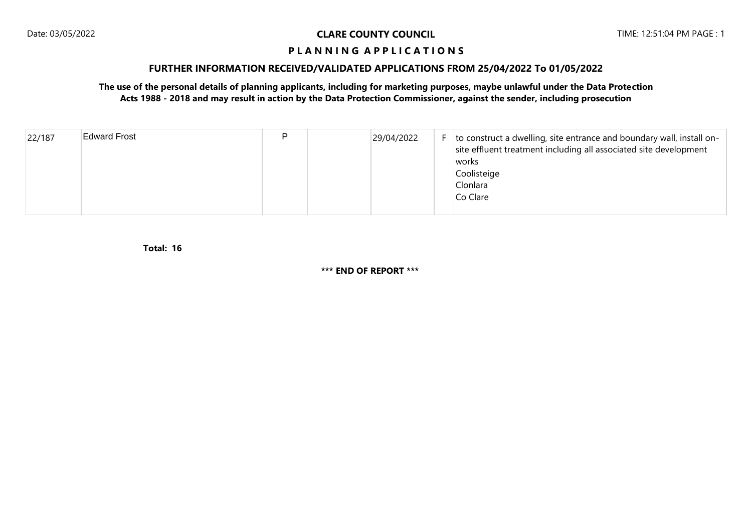**CLARE COUNTY COUNCIL**

**P L A N N I N G   A P P L I C A T I O N S**

**FURTHER INFORMATION RECEIVED/VALIDATED APPLICATIONS FROM 25/04/2022 To 01/05/2022**

**The use of the personal details of planning applicants, including for marketing purposes, maybe unlawful under the Data Protection Acts 1988 - 2018 and may result in action by the Data Protection Commissioner, against the sender, including prosecution**

| | | | | | | |
|---|---|---|---|---|---|---|
| 22/187 | Edward Frost | P | | 29/04/2022 | F | to construct a dwelling, site entrance and boundary wall, install on-site effluent treatment including all associated site development works<br>Coolisteige<br>Clonlara<br>Co Clare |

**Total: 16**

**\*\*\* END OF REPORT \*\*\***